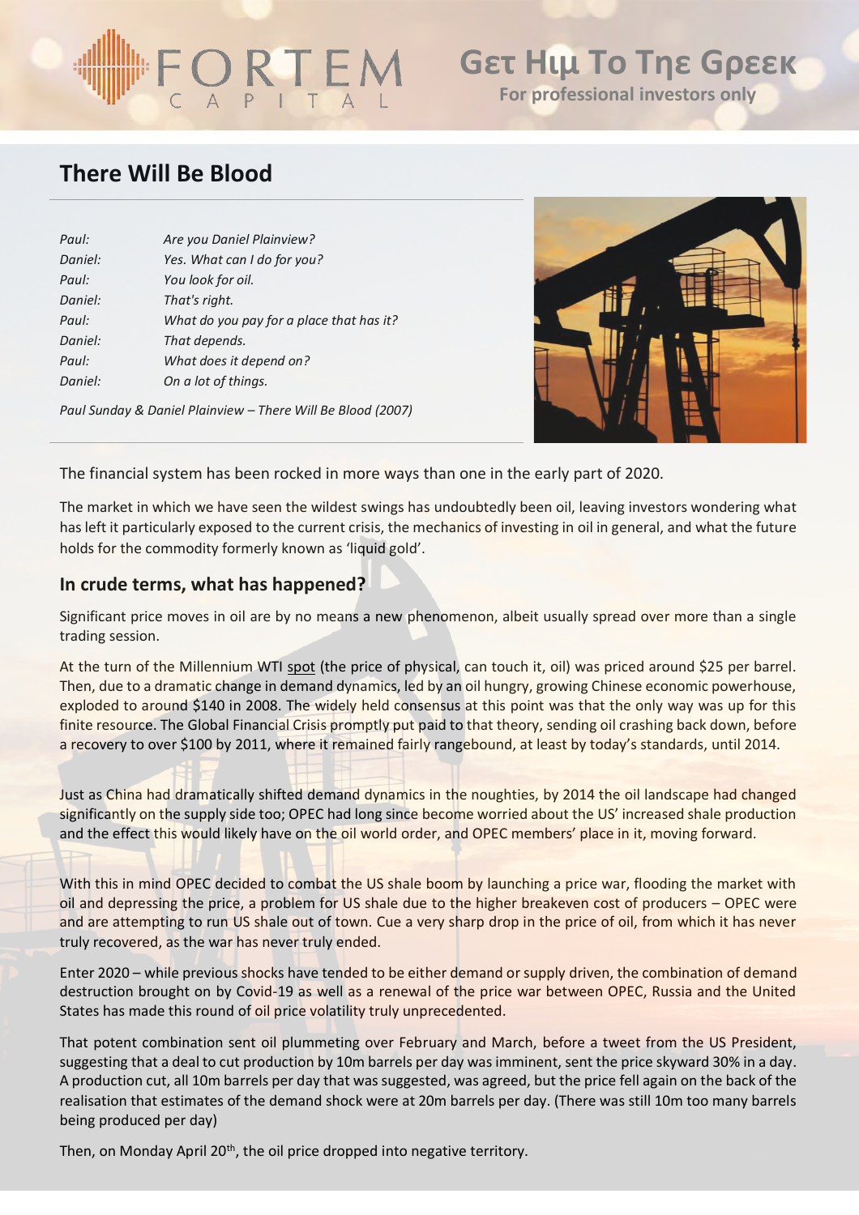# There Will Be Blood

| | |
|---|---|
| *Paul:* | *Are you Daniel Plainview?* |
| *Daniel:* | *Yes. What can I do for you?* |
| *Paul:* | *You look for oil.* |
| *Daniel:* | *That's right.* |
| *Paul:* | *What do you pay for a place that has it?* |
| *Daniel:* | *That depends.* |
| *Paul:* | *What does it depend on?* |
| *Daniel:* | *On a lot of things.* |

*Paul Sunday & Daniel Plainview – There Will Be Blood (2007)*

The financial system has been rocked in more ways than one in the early part of 2020.

The market in which we have seen the wildest swings has undoubtedly been oil, leaving investors wondering what has left it particularly exposed to the current crisis, the mechanics of investing in oil in general, and what the future holds for the commodity formerly known as 'liquid gold'.

## In crude terms, what has happened?

Significant price moves in oil are by no means a new phenomenon, albeit usually spread over more than a single trading session.

At the turn of the Millennium WTI spot (the price of physical, can touch it, oil) was priced around \$25 per barrel. Then, due to a dramatic change in demand dynamics, led by an oil hungry, growing Chinese economic powerhouse, exploded to around \$140 in 2008. The widely held consensus at this point was that the only way was up for this finite resource. The Global Financial Crisis promptly put paid to that theory, sending oil crashing back down, before a recovery to over \$100 by 2011, where it remained fairly rangebound, at least by today's standards, until 2014.

Just as China had dramatically shifted demand dynamics in the noughties, by 2014 the oil landscape had changed significantly on the supply side too; OPEC had long since become worried about the US' increased shale production and the effect this would likely have on the oil world order, and OPEC members' place in it, moving forward.

With this in mind OPEC decided to combat the US shale boom by launching a price war, flooding the market with oil and depressing the price, a problem for US shale due to the higher breakeven cost of producers – OPEC were and are attempting to run US shale out of town. Cue a very sharp drop in the price of oil, from which it has never truly recovered, as the war has never truly ended.

Enter 2020 – while previous shocks have tended to be either demand or supply driven, the combination of demand destruction brought on by Covid-19 as well as a renewal of the price war between OPEC, Russia and the United States has made this round of oil price volatility truly unprecedented.

That potent combination sent oil plummeting over February and March, before a tweet from the US President, suggesting that a deal to cut production by 10m barrels per day was imminent, sent the price skyward 30% in a day. A production cut, all 10m barrels per day that was suggested, was agreed, but the price fell again on the back of the realisation that estimates of the demand shock were at 20m barrels per day. (There was still 10m too many barrels being produced per day)

Then, on Monday April 20th, the oil price dropped into negative territory.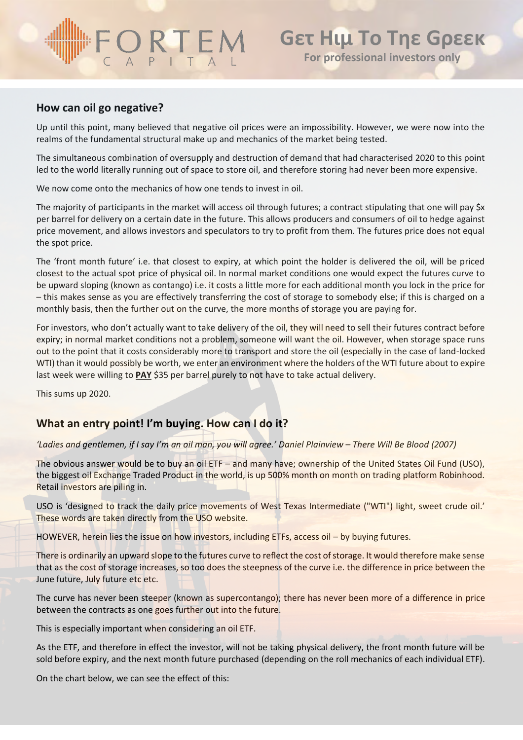## How can oil go negative?

Up until this point, many believed that negative oil prices were an impossibility. However, we were now into the realms of the fundamental structural make up and mechanics of the market being tested.

The simultaneous combination of oversupply and destruction of demand that had characterised 2020 to this point led to the world literally running out of space to store oil, and therefore storing had never been more expensive.

We now come onto the mechanics of how one tends to invest in oil.

The majority of participants in the market will access oil through futures; a contract stipulating that one will pay $x per barrel for delivery on a certain date in the future. This allows producers and consumers of oil to hedge against price movement, and allows investors and speculators to try to profit from them. The futures price does not equal the spot price.

The 'front month future' i.e. that closest to expiry, at which point the holder is delivered the oil, will be priced closest to the actual spot price of physical oil. In normal market conditions one would expect the futures curve to be upward sloping (known as contango) i.e. it costs a little more for each additional month you lock in the price for – this makes sense as you are effectively transferring the cost of storage to somebody else; if this is charged on a monthly basis, then the further out on the curve, the more months of storage you are paying for.

For investors, who don't actually want to take delivery of the oil, they will need to sell their futures contract before expiry; in normal market conditions not a problem, someone will want the oil. However, when storage space runs out to the point that it costs considerably more to transport and store the oil (especially in the case of land-locked WTI) than it would possibly be worth, we enter an environment where the holders of the WTI future about to expire last week were willing to **PAY** $35 per barrel purely to not have to take actual delivery.

This sums up 2020.

## What an entry point! I'm buying. How can I do it?

*'Ladies and gentlemen, if I say I'm an oil man, you will agree.' Daniel Plainview – There Will Be Blood (2007)*

The obvious answer would be to buy an oil ETF – and many have; ownership of the United States Oil Fund (USO), the biggest oil Exchange Traded Product in the world, is up 500% month on month on trading platform Robinhood. Retail investors are piling in.

USO is 'designed to track the daily price movements of West Texas Intermediate ("WTI") light, sweet crude oil.' These words are taken directly from the USO website.

HOWEVER, herein lies the issue on how investors, including ETFs, access oil – by buying futures.

There is ordinarily an upward slope to the futures curve to reflect the cost of storage. It would therefore make sense that as the cost of storage increases, so too does the steepness of the curve i.e. the difference in price between the June future, July future etc etc.

The curve has never been steeper (known as supercontango); there has never been more of a difference in price between the contracts as one goes further out into the future.

This is especially important when considering an oil ETF.

As the ETF, and therefore in effect the investor, will not be taking physical delivery, the front month future will be sold before expiry, and the next month future purchased (depending on the roll mechanics of each individual ETF).

On the chart below, we can see the effect of this: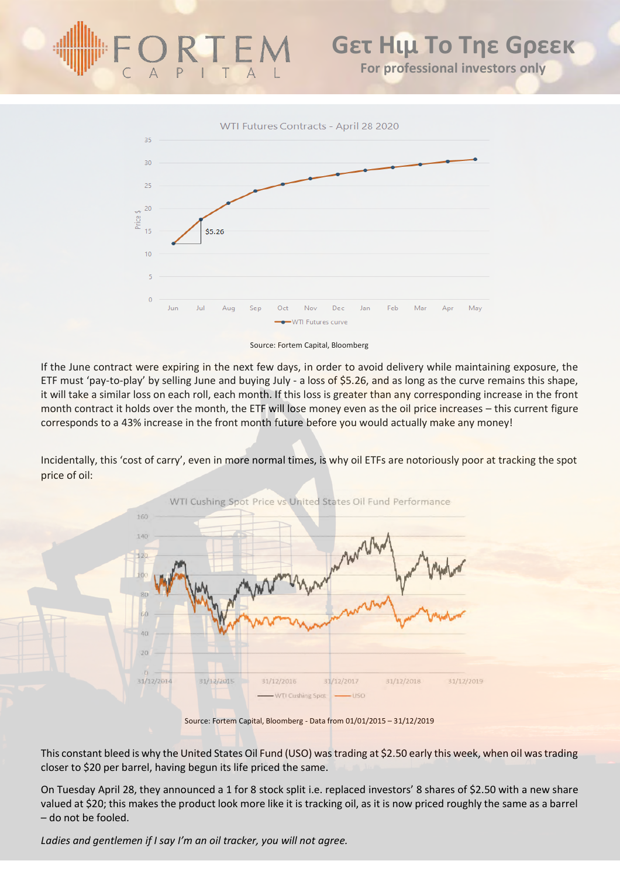WTI Futures Contracts - April 28 2020

Source: Fortem Capital, Bloomberg

If the June contract were expiring in the next few days, in order to avoid delivery while maintaining exposure, the ETF must 'pay-to-play' by selling June and buying July - a loss of $5.26, and as long as the curve remains this shape, it will take a similar loss on each roll, each month. If this loss is greater than any corresponding increase in the front month contract it holds over the month, the ETF will lose money even as the oil price increases – this current figure corresponds to a 43% increase in the front month future before you would actually make any money!

Incidentally, this 'cost of carry', even in more normal times, is why oil ETFs are notoriously poor at tracking the spot price of oil:

WTI Cushing Spot Price vs United States Oil Fund Performance

Source: Fortem Capital, Bloomberg - Data from 01/01/2015 – 31/12/2019

This constant bleed is why the United States Oil Fund (USO) was trading at $2.50 early this week, when oil was trading closer to $20 per barrel, having begun its life priced the same.

On Tuesday April 28, they announced a 1 for 8 stock split i.e. replaced investors' 8 shares of $2.50 with a new share valued at $20; this makes the product look more like it is tracking oil, as it is now priced roughly the same as a barrel – do not be fooled.

*Ladies and gentlemen if I say I'm an oil tracker, you will not agree.*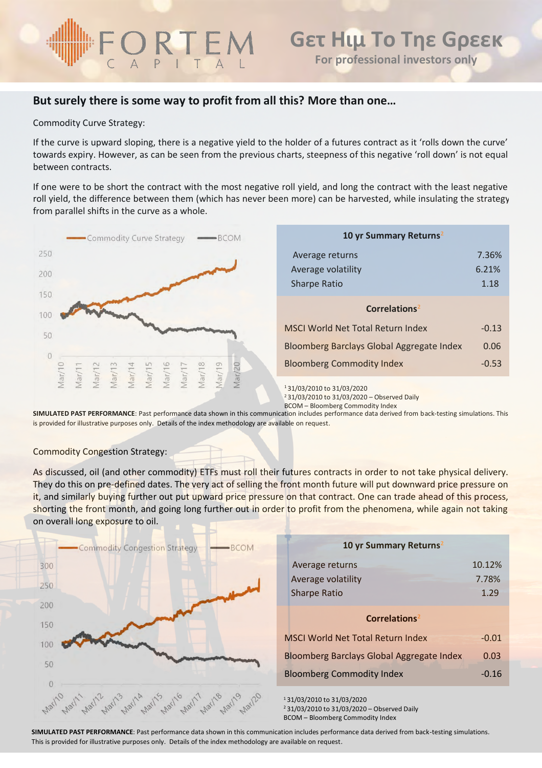## But surely there is some way to profit from all this? More than one…

Commodity Curve Strategy:

If the curve is upward sloping, there is a negative yield to the holder of a futures contract as it 'rolls down the curve' towards expiry. However, as can be seen from the previous charts, steepness of this negative 'roll down' is not equal between contracts.

If one were to be short the contract with the most negative roll yield, and long the contract with the least negative roll yield, the difference between them (which has never been more) can be harvested, while insulating the strategy from parallel shifts in the curve as a whole.

| 10 yr Summary Returns[1] | |
|---|---|
| Average returns | 7.36% |
| Average volatility | 6.21% |
| Sharpe Ratio | 1.18 |
| **Correlations[2]** | |
| MSCI World Net Total Return Index | -0.13 |
| Bloomberg Barclays Global Aggregate Index | 0.06 |
| Bloomberg Commodity Index | -0.53 |

[1] 31/03/2010 to 31/03/2020
[2] 31/03/2010 to 31/03/2020 – Observed Daily
BCOM – Bloomberg Commodity Index

**SIMULATED PAST PERFORMANCE**: Past performance data shown in this communication includes performance data derived from back-testing simulations. This is provided for illustrative purposes only. Details of the index methodology are available on request.

Commodity Congestion Strategy:

As discussed, oil (and other commodity) ETFs must roll their futures contracts in order to not take physical delivery. They do this on pre-defined dates. The very act of selling the front month future will put downward price pressure on it, and similarly buying further out put upward price pressure on that contract. One can trade ahead of this process, shorting the front month, and going long further out in order to profit from the phenomena, while again not taking on overall long exposure to oil.

| 10 yr Summary Returns[1] | |
|---|---|
| Average returns | 10.12% |
| Average volatility | 7.78% |
| Sharpe Ratio | 1.29 |
| **Correlations[2]** | |
| MSCI World Net Total Return Index | -0.01 |
| Bloomberg Barclays Global Aggregate Index | 0.03 |
| Bloomberg Commodity Index | -0.16 |

[1] 31/03/2010 to 31/03/2020
[2] 31/03/2010 to 31/03/2020 – Observed Daily
BCOM – Bloomberg Commodity Index

**SIMULATED PAST PERFORMANCE**: Past performance data shown in this communication includes performance data derived from back-testing simulations. This is provided for illustrative purposes only. Details of the index methodology are available on request.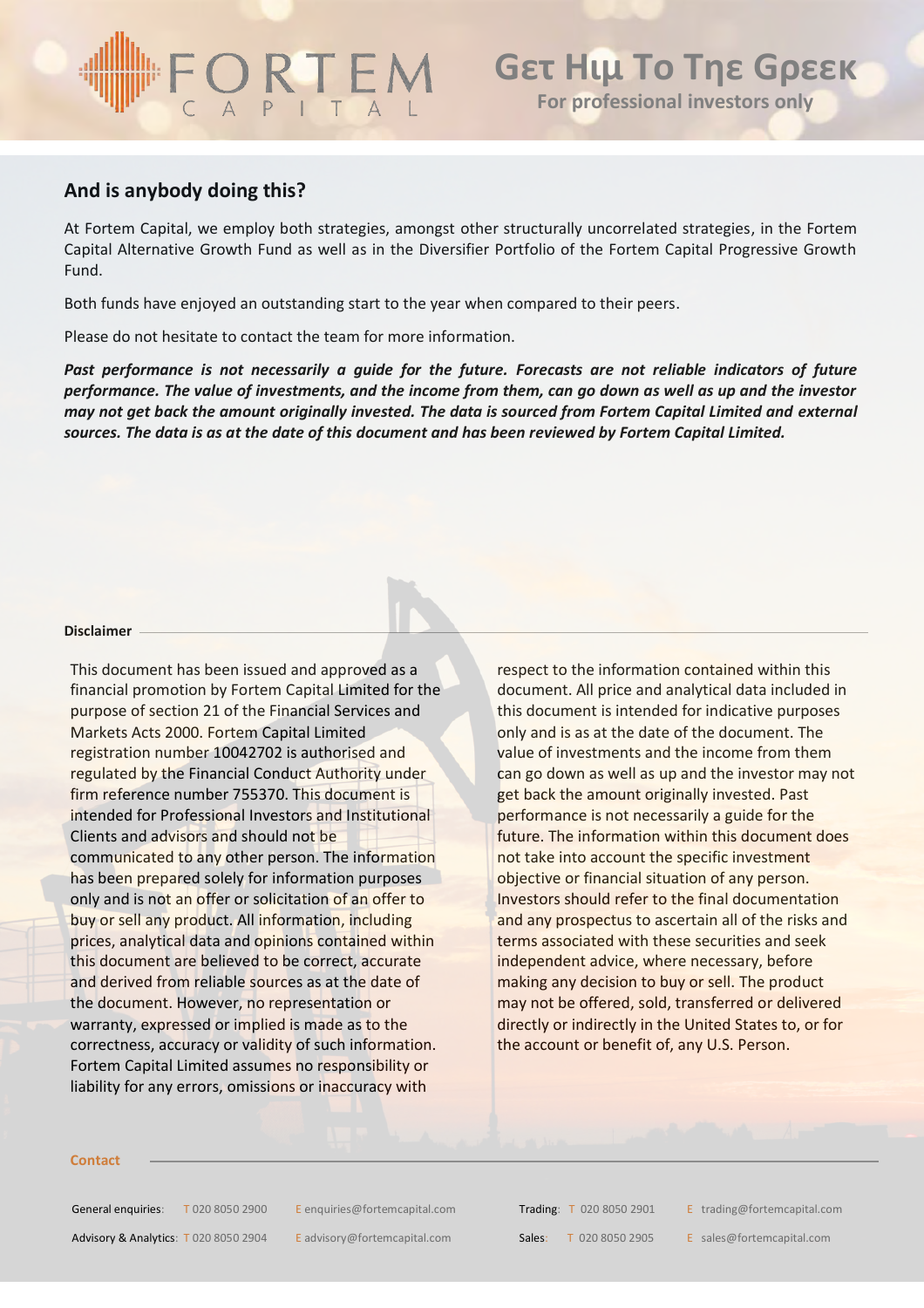## And is anybody doing this?

At Fortem Capital, we employ both strategies, amongst other structurally uncorrelated strategies, in the Fortem Capital Alternative Growth Fund as well as in the Diversifier Portfolio of the Fortem Capital Progressive Growth Fund.

Both funds have enjoyed an outstanding start to the year when compared to their peers.

Please do not hesitate to contact the team for more information.

***Past performance is not necessarily a guide for the future. Forecasts are not reliable indicators of future performance. The value of investments, and the income from them, can go down as well as up and the investor may not get back the amount originally invested. The data is sourced from Fortem Capital Limited and external sources. The data is as at the date of this document and has been reviewed by Fortem Capital Limited.***

**Disclaimer**

This document has been issued and approved as a financial promotion by Fortem Capital Limited for the purpose of section 21 of the Financial Services and Markets Acts 2000. Fortem Capital Limited registration number 10042702 is authorised and regulated by the Financial Conduct Authority under firm reference number 755370. This document is intended for Professional Investors and Institutional Clients and advisors and should not be communicated to any other person. The information has been prepared solely for information purposes only and is not an offer or solicitation of an offer to buy or sell any product. All information, including prices, analytical data and opinions contained within this document are believed to be correct, accurate and derived from reliable sources as at the date of the document. However, no representation or warranty, expressed or implied is made as to the correctness, accuracy or validity of such information. Fortem Capital Limited assumes no responsibility or liability for any errors, omissions or inaccuracy with respect to the information contained within this document. All price and analytical data included in this document is intended for indicative purposes only and is as at the date of the document. The value of investments and the income from them can go down as well as up and the investor may not get back the amount originally invested. Past performance is not necessarily a guide for the future. The information within this document does not take into account the specific investment objective or financial situation of any person. Investors should refer to the final documentation and any prospectus to ascertain all of the risks and terms associated with these securities and seek independent advice, where necessary, before making any decision to buy or sell. The product may not be offered, sold, transferred or delivered directly or indirectly in the United States to, or for the account or benefit of, any U.S. Person.

**Contact**

General enquiries: T 020 8050 2900 E enquiries@fortemcapital.com

Advisory & Analytics: T 020 8050 2904 E advisory@fortemcapital.com

Trading: T 020 8050 2901 E trading@fortemcapital.com

Sales: T 020 8050 2905 E sales@fortemcapital.com